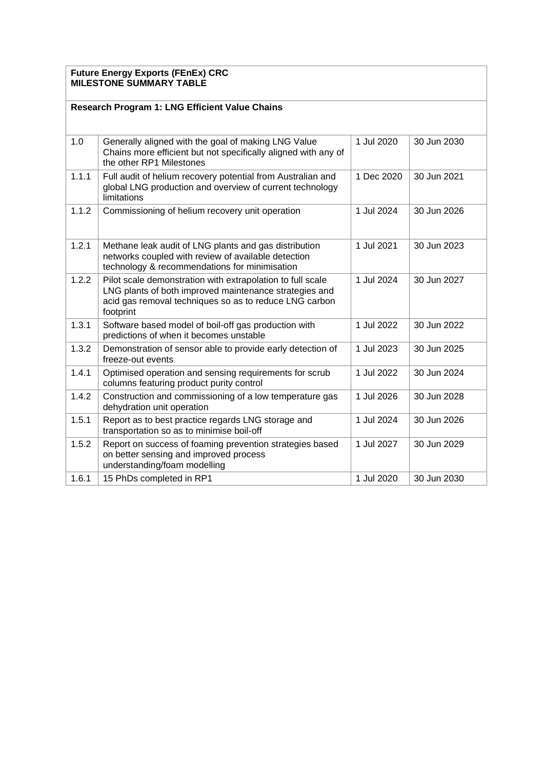**Future Energy Exports (FEnEx) CRC**
**MILESTONE SUMMARY TABLE**

**Research Program 1: LNG Efficient Value Chains**

| | | | |
|---|---|---|---|
| 1.0 | Generally aligned with the goal of making LNG Value Chains more efficient but not specifically aligned with any of the other RP1 Milestones | 1 Jul 2020 | 30 Jun 2030 |
| 1.1.1 | Full audit of helium recovery potential from Australian and global LNG production and overview of current technology limitations | 1 Dec 2020 | 30 Jun 2021 |
| 1.1.2 | Commissioning of helium recovery unit operation | 1 Jul 2024 | 30 Jun 2026 |
| 1.2.1 | Methane leak audit of LNG plants and gas distribution networks coupled with review of available detection technology & recommendations for minimisation | 1 Jul 2021 | 30 Jun 2023 |
| 1.2.2 | Pilot scale demonstration with extrapolation to full scale LNG plants of both improved maintenance strategies and acid gas removal techniques so as to reduce LNG carbon footprint | 1 Jul 2024 | 30 Jun 2027 |
| 1.3.1 | Software based model of boil-off gas production with predictions of when it becomes unstable | 1 Jul 2022 | 30 Jun 2022 |
| 1.3.2 | Demonstration of sensor able to provide early detection of freeze-out events | 1 Jul 2023 | 30 Jun 2025 |
| 1.4.1 | Optimised operation and sensing requirements for scrub columns featuring product purity control | 1 Jul 2022 | 30 Jun 2024 |
| 1.4.2 | Construction and commissioning of a low temperature gas dehydration unit operation | 1 Jul 2026 | 30 Jun 2028 |
| 1.5.1 | Report as to best practice regards LNG storage and transportation so as to minimise boil-off | 1 Jul 2024 | 30 Jun 2026 |
| 1.5.2 | Report on success of foaming prevention strategies based on better sensing and improved process understanding/foam modelling | 1 Jul 2027 | 30 Jun 2029 |
| 1.6.1 | 15 PhDs completed in RP1 | 1 Jul 2020 | 30 Jun 2030 |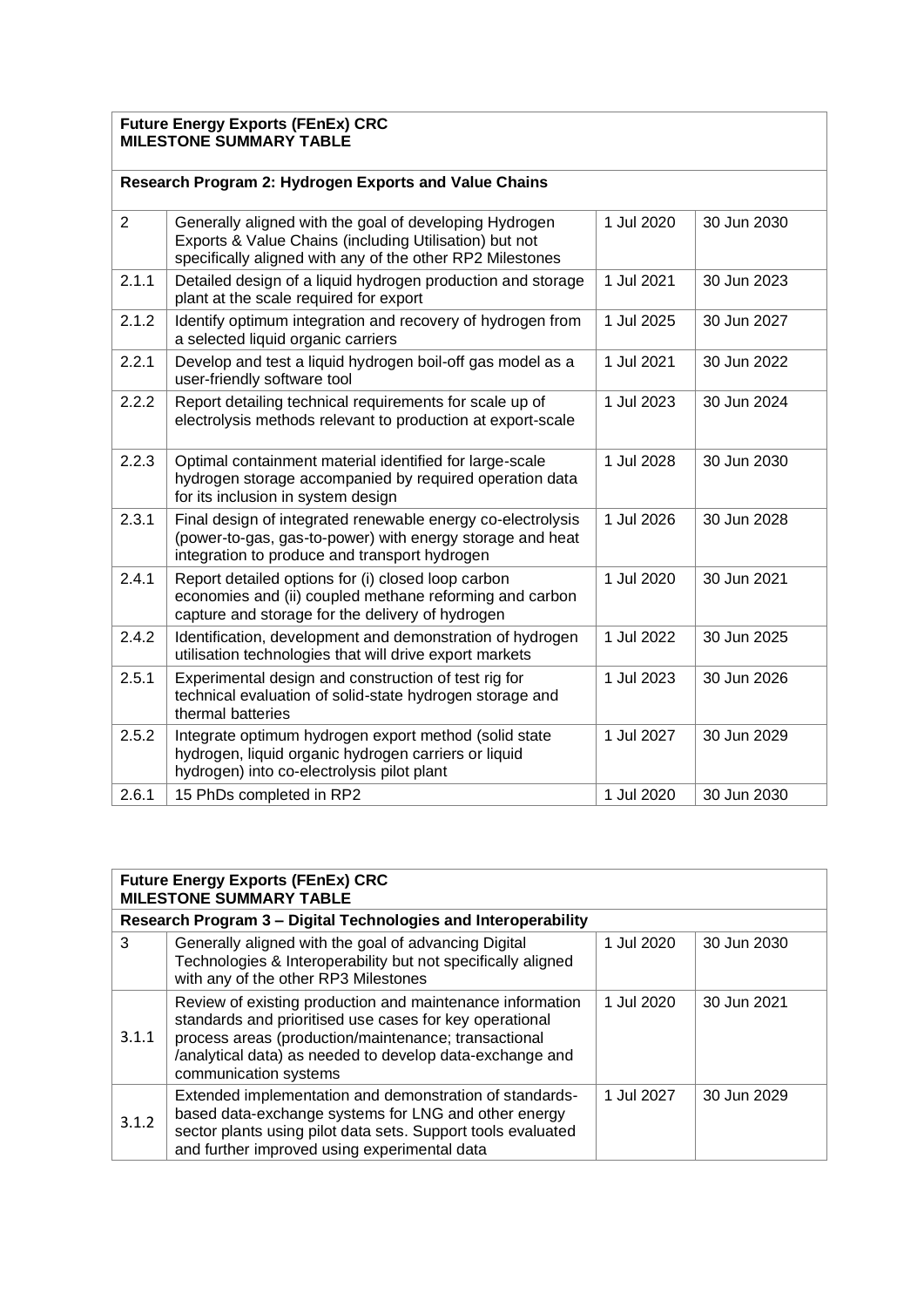**Future Energy Exports (FEnEx) CRC**
**MILESTONE SUMMARY TABLE**

**Research Program 2: Hydrogen Exports and Value Chains**

| | | | |
|---|---|---|---|
| 2 | Generally aligned with the goal of developing Hydrogen Exports & Value Chains (including Utilisation) but not specifically aligned with any of the other RP2 Milestones | 1 Jul 2020 | 30 Jun 2030 |
| 2.1.1 | Detailed design of a liquid hydrogen production and storage plant at the scale required for export | 1 Jul 2021 | 30 Jun 2023 |
| 2.1.2 | Identify optimum integration and recovery of hydrogen from a selected liquid organic carriers | 1 Jul 2025 | 30 Jun 2027 |
| 2.2.1 | Develop and test a liquid hydrogen boil-off gas model as a user-friendly software tool | 1 Jul 2021 | 30 Jun 2022 |
| 2.2.2 | Report detailing technical requirements for scale up of electrolysis methods relevant to production at export-scale | 1 Jul 2023 | 30 Jun 2024 |
| 2.2.3 | Optimal containment material identified for large-scale hydrogen storage accompanied by required operation data for its inclusion in system design | 1 Jul 2028 | 30 Jun 2030 |
| 2.3.1 | Final design of integrated renewable energy co-electrolysis (power-to-gas, gas-to-power) with energy storage and heat integration to produce and transport hydrogen | 1 Jul 2026 | 30 Jun 2028 |
| 2.4.1 | Report detailed options for (i) closed loop carbon economies and (ii) coupled methane reforming and carbon capture and storage for the delivery of hydrogen | 1 Jul 2020 | 30 Jun 2021 |
| 2.4.2 | Identification, development and demonstration of hydrogen utilisation technologies that will drive export markets | 1 Jul 2022 | 30 Jun 2025 |
| 2.5.1 | Experimental design and construction of test rig for technical evaluation of solid-state hydrogen storage and thermal batteries | 1 Jul 2023 | 30 Jun 2026 |
| 2.5.2 | Integrate optimum hydrogen export method (solid state hydrogen, liquid organic hydrogen carriers or liquid hydrogen) into co-electrolysis pilot plant | 1 Jul 2027 | 30 Jun 2029 |
| 2.6.1 | 15 PhDs completed in RP2 | 1 Jul 2020 | 30 Jun 2030 |

**Future Energy Exports (FEnEx) CRC**
**MILESTONE SUMMARY TABLE**

**Research Program 3 – Digital Technologies and Interoperability**

| | | | |
|---|---|---|---|
| 3 | Generally aligned with the goal of advancing Digital Technologies & Interoperability but not specifically aligned with any of the other RP3 Milestones | 1 Jul 2020 | 30 Jun 2030 |
| 3.1.1 | Review of existing production and maintenance information standards and prioritised use cases for key operational process areas (production/maintenance; transactional /analytical data) as needed to develop data-exchange and communication systems | 1 Jul 2020 | 30 Jun 2021 |
| 3.1.2 | Extended implementation and demonstration of standards-based data-exchange systems for LNG and other energy sector plants using pilot data sets. Support tools evaluated and further improved using experimental data | 1 Jul 2027 | 30 Jun 2029 |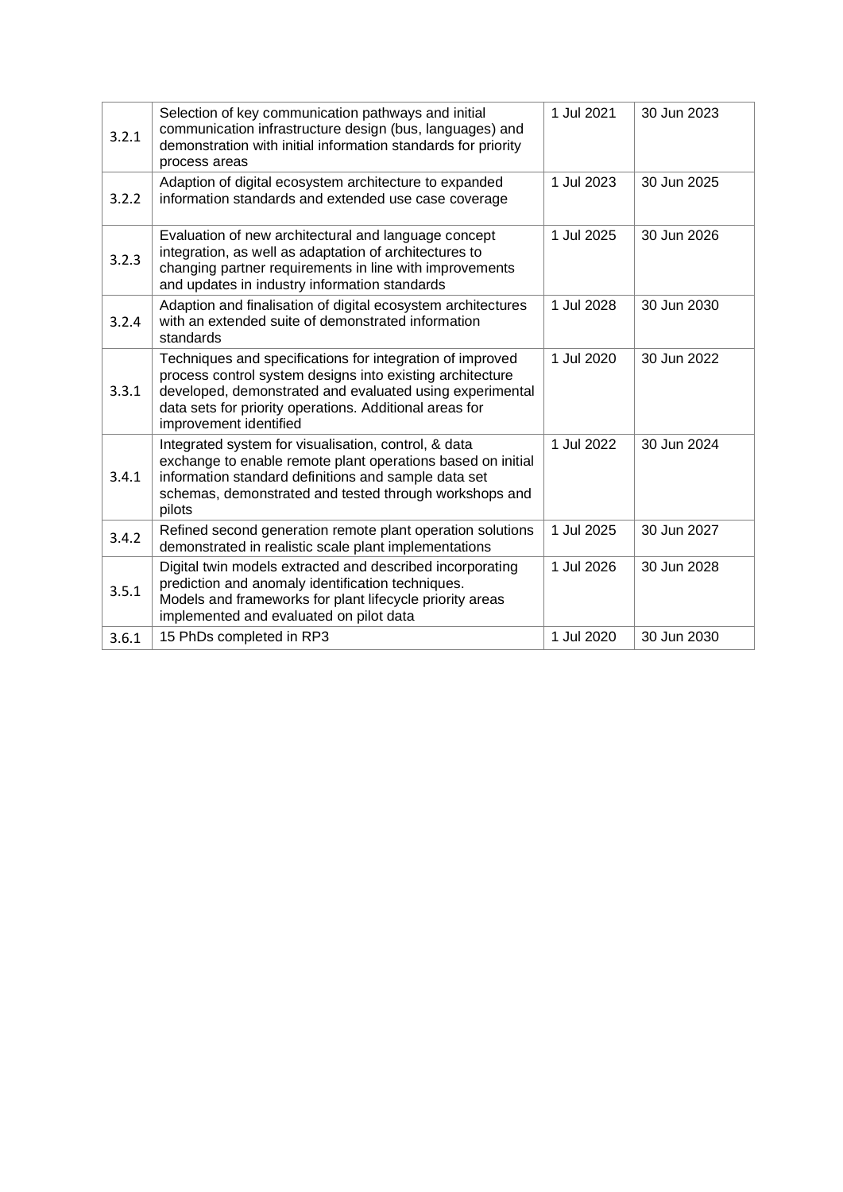| | | | |
|---|---|---|---|
| 3.2.1 | Selection of key communication pathways and initial communication infrastructure design (bus, languages) and demonstration with initial information standards for priority process areas | 1 Jul 2021 | 30 Jun 2023 |
| 3.2.2 | Adaption of digital ecosystem architecture to expanded information standards and extended use case coverage | 1 Jul 2023 | 30 Jun 2025 |
| 3.2.3 | Evaluation of new architectural and language concept integration, as well as adaptation of architectures to changing partner requirements in line with improvements and updates in industry information standards | 1 Jul 2025 | 30 Jun 2026 |
| 3.2.4 | Adaption and finalisation of digital ecosystem architectures with an extended suite of demonstrated information standards | 1 Jul 2028 | 30 Jun 2030 |
| 3.3.1 | Techniques and specifications for integration of improved process control system designs into existing architecture developed, demonstrated and evaluated using experimental data sets for priority operations. Additional areas for improvement identified | 1 Jul 2020 | 30 Jun 2022 |
| 3.4.1 | Integrated system for visualisation, control, & data exchange to enable remote plant operations based on initial information standard definitions and sample data set schemas, demonstrated and tested through workshops and pilots | 1 Jul 2022 | 30 Jun 2024 |
| 3.4.2 | Refined second generation remote plant operation solutions demonstrated in realistic scale plant implementations | 1 Jul 2025 | 30 Jun 2027 |
| 3.5.1 | Digital twin models extracted and described incorporating prediction and anomaly identification techniques. Models and frameworks for plant lifecycle priority areas implemented and evaluated on pilot data | 1 Jul 2026 | 30 Jun 2028 |
| 3.6.1 | 15 PhDs completed in RP3 | 1 Jul 2020 | 30 Jun 2030 |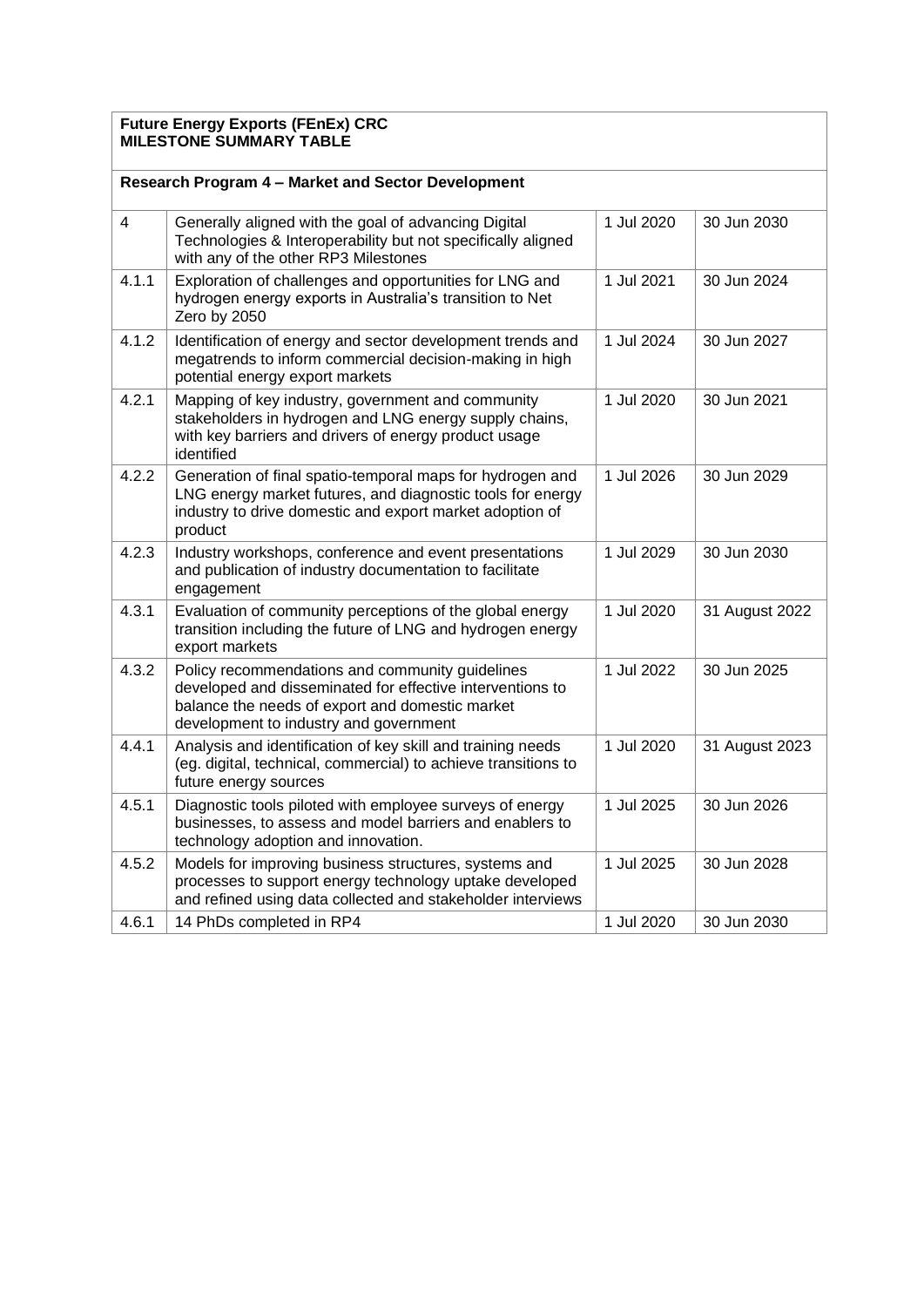**Future Energy Exports (FEnEx) CRC**
**MILESTONE SUMMARY TABLE**

**Research Program 4 – Market and Sector Development**

| | | | |
|---|---|---|---|
| 4 | Generally aligned with the goal of advancing Digital Technologies & Interoperability but not specifically aligned with any of the other RP3 Milestones | 1 Jul 2020 | 30 Jun 2030 |
| 4.1.1 | Exploration of challenges and opportunities for LNG and hydrogen energy exports in Australia's transition to Net Zero by 2050 | 1 Jul 2021 | 30 Jun 2024 |
| 4.1.2 | Identification of energy and sector development trends and megatrends to inform commercial decision-making in high potential energy export markets | 1 Jul 2024 | 30 Jun 2027 |
| 4.2.1 | Mapping of key industry, government and community stakeholders in hydrogen and LNG energy supply chains, with key barriers and drivers of energy product usage identified | 1 Jul 2020 | 30 Jun 2021 |
| 4.2.2 | Generation of final spatio-temporal maps for hydrogen and LNG energy market futures, and diagnostic tools for energy industry to drive domestic and export market adoption of product | 1 Jul 2026 | 30 Jun 2029 |
| 4.2.3 | Industry workshops, conference and event presentations and publication of industry documentation to facilitate engagement | 1 Jul 2029 | 30 Jun 2030 |
| 4.3.1 | Evaluation of community perceptions of the global energy transition including the future of LNG and hydrogen energy export markets | 1 Jul 2020 | 31 August 2022 |
| 4.3.2 | Policy recommendations and community guidelines developed and disseminated for effective interventions to balance the needs of export and domestic market development to industry and government | 1 Jul 2022 | 30 Jun 2025 |
| 4.4.1 | Analysis and identification of key skill and training needs (eg. digital, technical, commercial) to achieve transitions to future energy sources | 1 Jul 2020 | 31 August 2023 |
| 4.5.1 | Diagnostic tools piloted with employee surveys of energy businesses, to assess and model barriers and enablers to technology adoption and innovation. | 1 Jul 2025 | 30 Jun 2026 |
| 4.5.2 | Models for improving business structures, systems and processes to support energy technology uptake developed and refined using data collected and stakeholder interviews | 1 Jul 2025 | 30 Jun 2028 |
| 4.6.1 | 14 PhDs completed in RP4 | 1 Jul 2020 | 30 Jun 2030 |